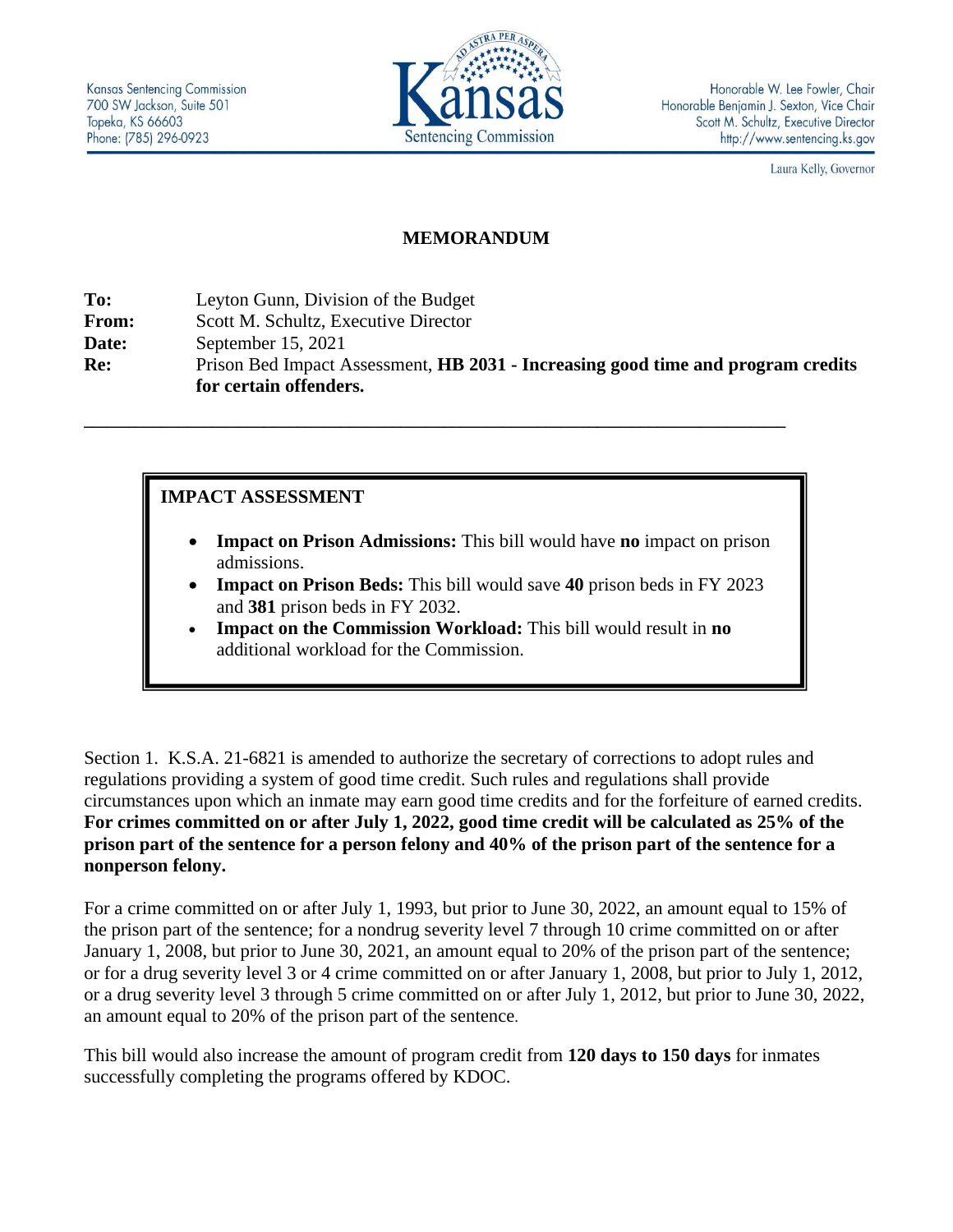Kansas Sentencing Commission
700 SW Jackson, Suite 501
Topeka, KS 66603
Phone: (785) 296-0923

Honorable W. Lee Fowler, Chair
Honorable Benjamin J. Sexton, Vice Chair
Scott M. Schultz, Executive Director
http://www.sentencing.ks.gov

Laura Kelly, Governor

# MEMORANDUM

**To:** Leyton Gunn, Division of the Budget
**From:** Scott M. Schultz, Executive Director
**Date:** September 15, 2021
**Re:** Prison Bed Impact Assessment, **HB 2031 - Increasing good time and program credits for certain offenders.**

---

## IMPACT ASSESSMENT

- **Impact on Prison Admissions:** This bill would have **no** impact on prison admissions.
- **Impact on Prison Beds:** This bill would save **40** prison beds in FY 2023 and **381** prison beds in FY 2032.
- **Impact on the Commission Workload:** This bill would result in **no** additional workload for the Commission.

Section 1. K.S.A. 21-6821 is amended to authorize the secretary of corrections to adopt rules and regulations providing a system of good time credit. Such rules and regulations shall provide circumstances upon which an inmate may earn good time credits and for the forfeiture of earned credits. **For crimes committed on or after July 1, 2022, good time credit will be calculated as 25% of the prison part of the sentence for a person felony and 40% of the prison part of the sentence for a nonperson felony.**

For a crime committed on or after July 1, 1993, but prior to June 30, 2022, an amount equal to 15% of the prison part of the sentence; for a nondrug severity level 7 through 10 crime committed on or after January 1, 2008, but prior to June 30, 2021, an amount equal to 20% of the prison part of the sentence; or for a drug severity level 3 or 4 crime committed on or after January 1, 2008, but prior to July 1, 2012, or a drug severity level 3 through 5 crime committed on or after July 1, 2012, but prior to June 30, 2022, an amount equal to 20% of the prison part of the sentence.

This bill would also increase the amount of program credit from **120 days to 150 days** for inmates successfully completing the programs offered by KDOC.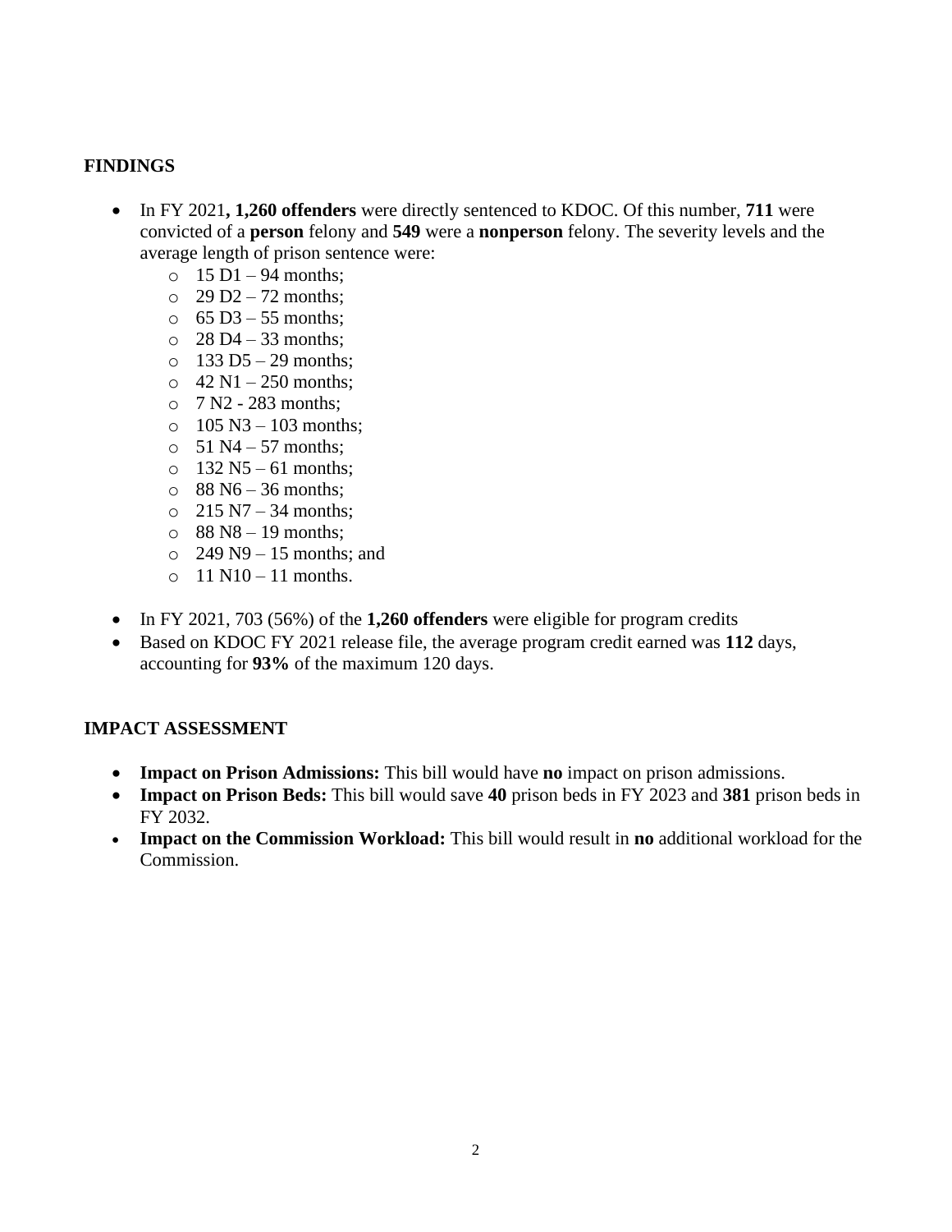## FINDINGS

- In FY 2021**, 1,260 offenders** were directly sentenced to KDOC. Of this number, **711** were convicted of a **person** felony and **549** were a **nonperson** felony. The severity levels and the average length of prison sentence were:
  - 15 D1 – 94 months;
  - 29 D2 – 72 months;
  - 65 D3 – 55 months;
  - 28 D4 – 33 months;
  - 133 D5 – 29 months;
  - 42 N1 – 250 months;
  - 7 N2 - 283 months;
  - 105 N3 – 103 months;
  - 51 N4 – 57 months;
  - 132 N5 – 61 months;
  - 88 N6 – 36 months;
  - 215 N7 – 34 months;
  - 88 N8 – 19 months;
  - 249 N9 – 15 months; and
  - 11 N10 – 11 months.
- In FY 2021, 703 (56%) of the **1,260 offenders** were eligible for program credits
- Based on KDOC FY 2021 release file, the average program credit earned was **112** days, accounting for **93%** of the maximum 120 days.

## IMPACT ASSESSMENT

- **Impact on Prison Admissions:** This bill would have **no** impact on prison admissions.
- **Impact on Prison Beds:** This bill would save **40** prison beds in FY 2023 and **381** prison beds in FY 2032.
- **Impact on the Commission Workload:** This bill would result in **no** additional workload for the Commission.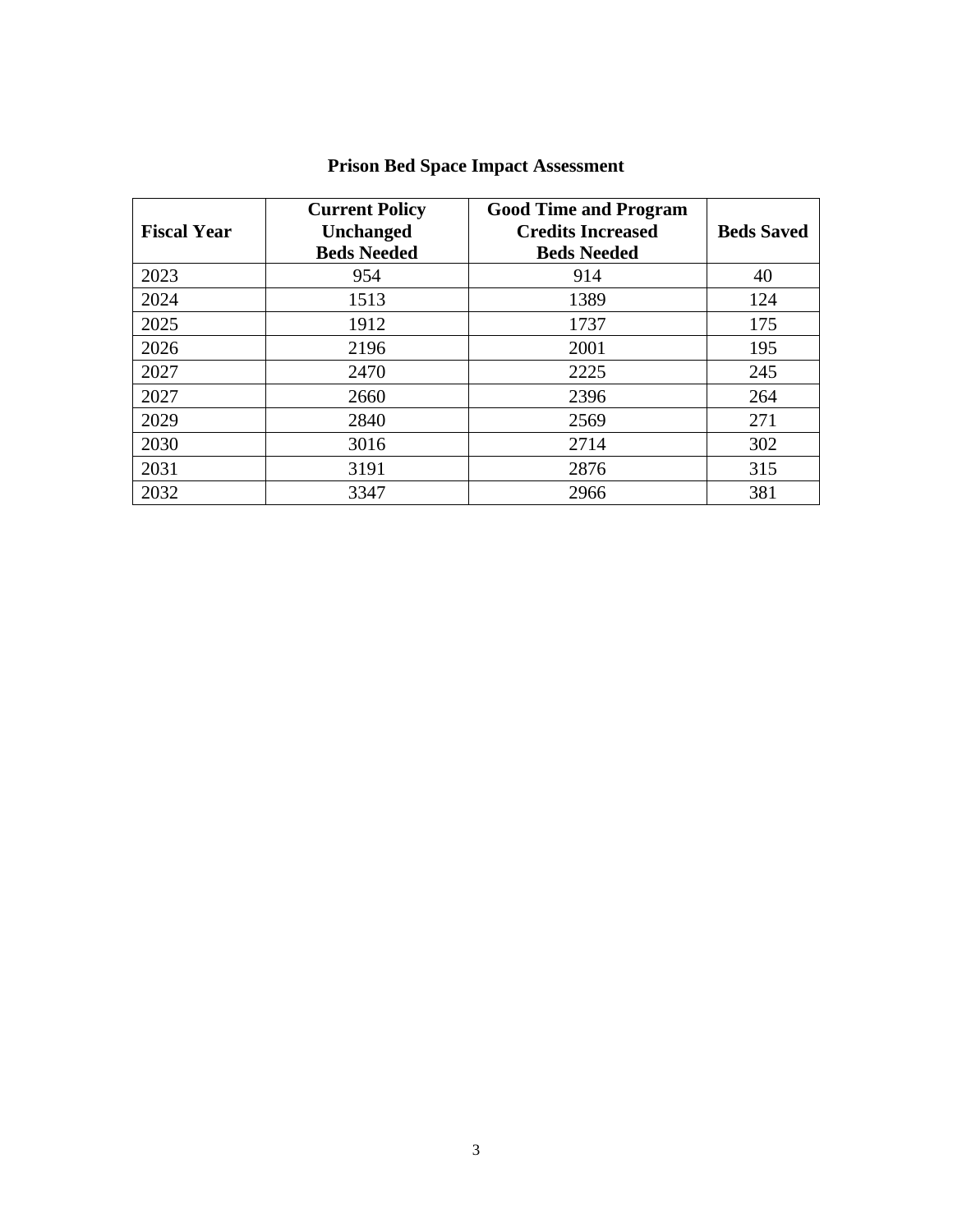**Prison Bed Space Impact Assessment**

| Fiscal Year | Current Policy Unchanged Beds Needed | Good Time and Program Credits Increased Beds Needed | Beds Saved |
|---|---|---|---|
| 2023 | 954 | 914 | 40 |
| 2024 | 1513 | 1389 | 124 |
| 2025 | 1912 | 1737 | 175 |
| 2026 | 2196 | 2001 | 195 |
| 2027 | 2470 | 2225 | 245 |
| 2027 | 2660 | 2396 | 264 |
| 2029 | 2840 | 2569 | 271 |
| 2030 | 3016 | 2714 | 302 |
| 2031 | 3191 | 2876 | 315 |
| 2032 | 3347 | 2966 | 381 |